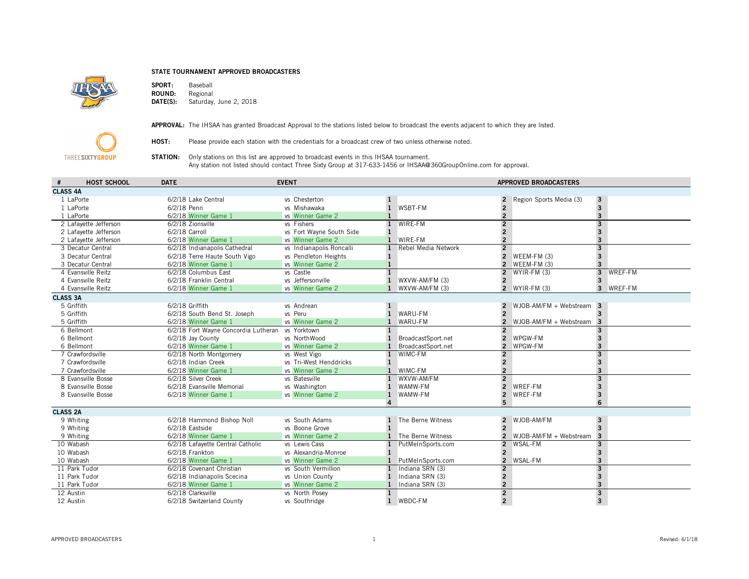**STATE TOURNAMENT APPROVED BROADCASTERS**

**SPORT:** Baseball
**ROUND:** Regional
**DATE(S):** Saturday, June 2, 2018

**APPROVAL:** The IHSAA has granted Broadcast Approval to the stations listed below to broadcast the events adjacent to which they are listed.

**HOST:** Please provide each station with the credentials for a broadcast crew of two unless otherwise noted.

**STATION:** Only stations on this list are approved to broadcast events in this IHSAA tournament.
Any station not listed should contact Three Sixty Group at 317-633-1456 or IHSAA@360GroupOnline.com for approval.

| # | HOST SCHOOL | DATE | EVENT | | APPROVED BROADCASTERS | | | | | |
|---|---|---|---|---|---|---|---|---|---|---|
| **CLASS 4A** | | | | | | | | | | |
| 1 | LaPorte | 6/2/18 | Lake Central | vs Chesterton | 1 | | 2 | Region Sports Media (3) | 3 | |
| 1 | LaPorte | 6/2/18 | Penn | vs Mishawaka | 1 | WSBT-FM | 2 | | 3 | |
| 1 | LaPorte | 6/2/18 | Winner Game 1 | vs Winner Game 2 | 1 | | 2 | | 3 | |
| 2 | Lafayette Jefferson | 6/2/18 | Zionsville | vs Fishers | 1 | WIRE-FM | 2 | | 3 | |
| 2 | Lafayette Jefferson | 6/2/18 | Carroll | vs Fort Wayne South Side | 1 | | 2 | | 3 | |
| 2 | Lafayette Jefferson | 6/2/18 | Winner Game 1 | vs Winner Game 2 | 1 | WIRE-FM | 2 | | 3 | |
| 3 | Decatur Central | 6/2/18 | Indianapolis Cathedral | vs Indianapolis Roncalli | 1 | Rebel Media Network | 2 | | 3 | |
| 3 | Decatur Central | 6/2/18 | Terre Haute South Vigo | vs Pendleton Heights | 1 | | 2 | WEEM-FM (3) | 3 | |
| 3 | Decatur Central | 6/2/18 | Winner Game 1 | vs Winner Game 2 | 1 | | 2 | WEEM-FM (3) | 3 | |
| 4 | Evansville Reitz | 6/2/18 | Columbus East | vs Castle | 1 | | 2 | WYIR-FM (3) | 3 | WREF-FM |
| 4 | Evansville Reitz | 6/2/18 | Franklin Central | vs Jeffersonville | 1 | WXVW-AM/FM (3) | 2 | | 3 | |
| 4 | Evansville Reitz | 6/2/18 | Winner Game 1 | vs Winner Game 2 | 1 | WXVW-AM/FM (3) | 2 | WYIR-FM (3) | 3 | WREF-FM |
| **CLASS 3A** | | | | | | | | | | |
| 5 | Griffith | 6/2/18 | Griffith | vs Andrean | 1 | | 2 | WJOB-AM/FM + Webstream | 3 | |
| 5 | Griffith | 6/2/18 | South Bend St. Joseph | vs Peru | 1 | WARU-FM | 2 | | 3 | |
| 5 | Griffith | 6/2/18 | Winner Game 1 | vs Winner Game 2 | 1 | WARU-FM | 2 | WJOB-AM/FM + Webstream | 3 | |
| 6 | Bellmont | 6/2/18 | Fort Wayne Concordia Lutheran | vs Yorktown | 1 | | 2 | | 3 | |
| 6 | Bellmont | 6/2/18 | Jay County | vs NorthWood | 1 | BroadcastSport.net | 2 | WPGW-FM | 3 | |
| 6 | Bellmont | 6/2/18 | Winner Game 1 | vs Winner Game 2 | 1 | BroadcastSport.net | 2 | WPGW-FM | 3 | |
| 7 | Crawfordsville | 6/2/18 | North Montgomery | vs West Vigo | 1 | WIMC-FM | 2 | | 3 | |
| 7 | Crawfordsville | 6/2/18 | Indian Creek | vs Tri-West Henddricks | 1 | | 2 | | 3 | |
| 7 | Crawfordsville | 6/2/18 | Winner Game 1 | vs Winner Game 2 | 1 | WIMC-FM | 2 | | 3 | |
| 8 | Evansville Bosse | 6/2/18 | Silver Creek | vs Batesville | 1 | WXVW-AM/FM | 2 | | 3 | |
| 8 | Evansville Bosse | 6/2/18 | Evansville Memorial | vs Washington | 1 | WAMW-FM | 2 | WREF-FM | 3 | |
| 8 | Evansville Bosse | 6/2/18 | Winner Game 1 | vs Winner Game 2 | 1 | WAMW-FM | 2 | WREF-FM | 3 | |
| | | | | | 4 | | 5 | | 6 | |
| **CLASS 2A** | | | | | | | | | | |
| 9 | Whiting | 6/2/18 | Hammond Bishop Noll | vs South Adams | 1 | The Berne Witness | 2 | WJOB-AM/FM | 3 | |
| 9 | Whiting | 6/2/18 | Eastside | vs Boone Grove | 1 | | 2 | | 3 | |
| 9 | Whiting | 6/2/18 | Winner Game 1 | vs Winner Game 2 | 1 | The Berne Witness | 2 | WJOB-AM/FM + Webstream | 3 | |
| 10 | Wabash | 6/2/18 | Lafayette Central Catholic | vs Lewis Cass | 1 | PutMeInSports.com | 2 | WSAL-FM | 3 | |
| 10 | Wabash | 6/2/18 | Frankton | vs Alexandria-Monroe | 1 | | 2 | | 3 | |
| 10 | Wabash | 6/2/18 | Winner Game 1 | vs Winner Game 2 | 1 | PutMeInSports.com | 2 | WSAL-FM | 3 | |
| 11 | Park Tudor | 6/2/18 | Covenant Christian | vs South Vermillion | 1 | Indiana SRN (3) | 2 | | 3 | |
| 11 | Park Tudor | 6/2/18 | Indianapolis Scecina | vs Union County | 1 | Indiana SRN (3) | 2 | | 3 | |
| 11 | Park Tudor | 6/2/18 | Winner Game 1 | vs Winner Game 2 | 1 | Indiana SRN (3) | 2 | | 3 | |
| 12 | Austin | 6/2/18 | Clarksville | vs North Posey | 1 | | 2 | | 3 | |
| 12 | Austin | 6/2/18 | Switzerland County | vs Southridge | 1 | WBDC-FM | 2 | | 3 | |

APPROVED BROADCASTERS

Revised: 6/1/18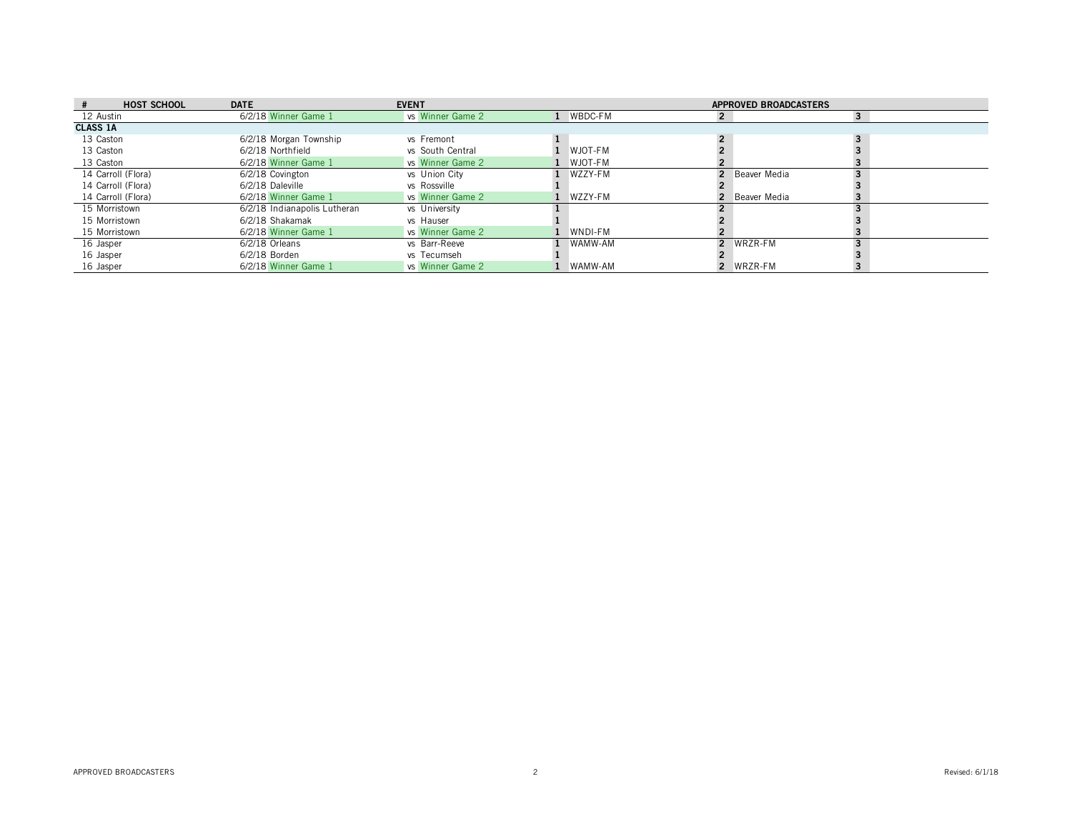| # | HOST SCHOOL | DATE | EVENT | | | APPROVED BROADCASTERS | | | |
|---|---|---|---|---|---|---|---|---|---|
| 12 | Austin | 6/2/18 | Winner Game 1 | vs Winner Game 2 | 1 | WBDC-FM | 2 | | 3 |
| **CLASS 1A** | | | | | | | | | |
| 13 | Caston | 6/2/18 | Morgan Township | vs Fremont | 1 | | 2 | | 3 |
| 13 | Caston | 6/2/18 | Northfield | vs South Central | 1 | WJOT-FM | 2 | | 3 |
| 13 | Caston | 6/2/18 | Winner Game 1 | vs Winner Game 2 | 1 | WJOT-FM | 2 | | 3 |
| 14 | Carroll (Flora) | 6/2/18 | Covington | vs Union City | 1 | WZZY-FM | 2 | Beaver Media | 3 |
| 14 | Carroll (Flora) | 6/2/18 | Daleville | vs Rossville | 1 | | 2 | | 3 |
| 14 | Carroll (Flora) | 6/2/18 | Winner Game 1 | vs Winner Game 2 | 1 | WZZY-FM | 2 | Beaver Media | 3 |
| 15 | Morristown | 6/2/18 | Indianapolis Lutheran | vs University | 1 | | 2 | | 3 |
| 15 | Morristown | 6/2/18 | Shakamak | vs Hauser | 1 | | 2 | | 3 |
| 15 | Morristown | 6/2/18 | Winner Game 1 | vs Winner Game 2 | 1 | WNDI-FM | 2 | | 3 |
| 16 | Jasper | 6/2/18 | Orleans | vs Barr-Reeve | 1 | WAMW-AM | 2 | WRZR-FM | 3 |
| 16 | Jasper | 6/2/18 | Borden | vs Tecumseh | 1 | | 2 | | 3 |
| 16 | Jasper | 6/2/18 | Winner Game 1 | vs Winner Game 2 | 1 | WAMW-AM | 2 | WRZR-FM | 3 |